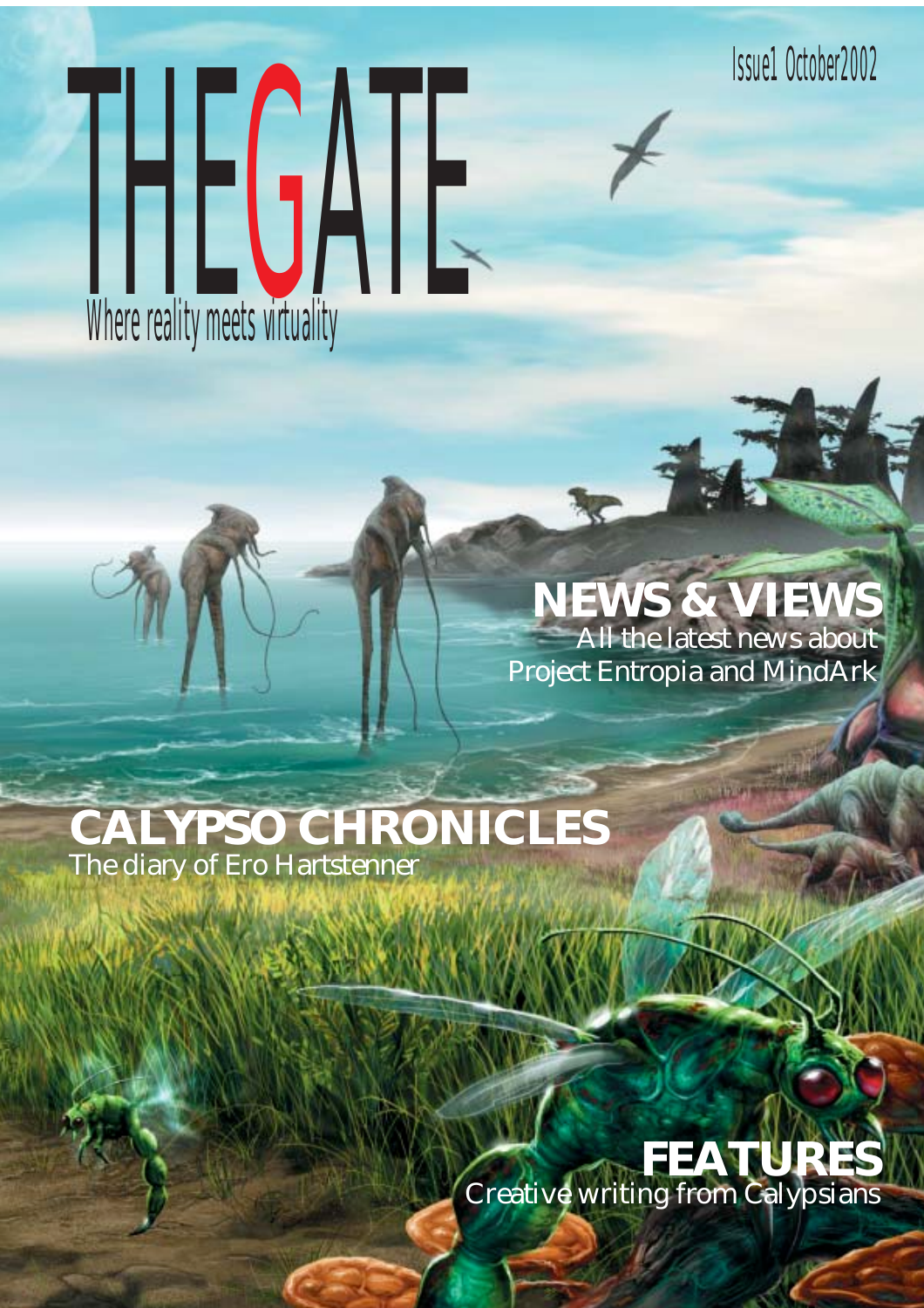# THE GATE

Where reality meets virtuality

Issue1 October2002

## NEWS & VIEWS

All the latest news about Project Entropia and MindArk

## CALYPSO CHRONICLES

The diary of Ero Hartstenner

## FEATURES

Creative writing from Calypsians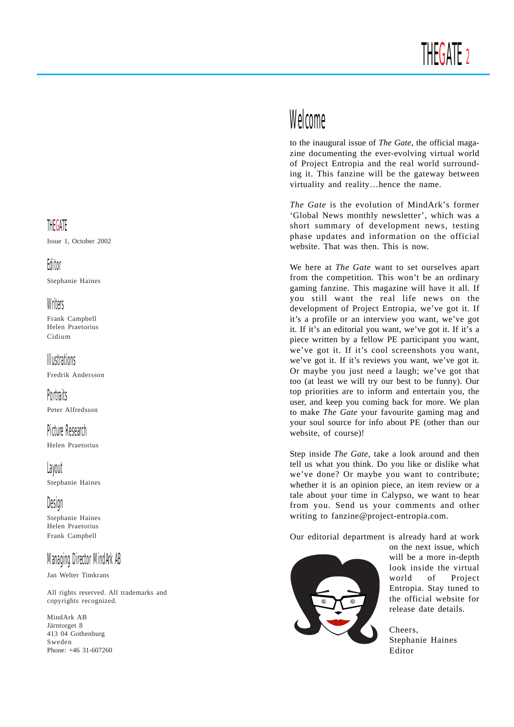# Welcome

to the inaugural issue of *The Gate*, the official magazine documenting the ever-evolving virtual world of Project Entropia and the real world surrounding it. This fanzine will be the gateway between virtuality and reality…hence the name.

*The Gate* is the evolution of MindArk's former 'Global News monthly newsletter', which was a short summary of development news, testing phase updates and information on the official website. That was then. This is now.

We here at *The Gate* want to set ourselves apart from the competition. This won't be an ordinary gaming fanzine. This magazine will have it all. If you still want the real life news on the development of Project Entropia, we've got it. If it's a profile or an interview you want, we've got it. If it's an editorial you want, we've got it. If it's a piece written by a fellow PE participant you want, we've got it. If it's cool screenshots you want, we've got it. If it's reviews you want, we've got it. Or maybe you just need a laugh; we've got that too (at least we will try our best to be funny). Our top priorities are to inform and entertain you, the user, and keep you coming back for more. We plan to make *The Gate* your favourite gaming mag and your soul source for info about PE (other than our website, of course)!

Step inside *The Gate*, take a look around and then tell us what you think. Do you like or dislike what we've done? Or maybe you want to contribute; whether it is an opinion piece, an item review or a tale about your time in Calypso, we want to hear from you. Send us your comments and other writing to fanzine@project-entropia.com.

Our editorial department is already hard at work on the next issue, which will be a more in-depth look inside the virtual world of Project Entropia. Stay tuned to the official website for release date details.

Cheers,
Stephanie Haines
Editor

---

## THEGATE

Issue 1, October 2002

### Editor

Stephanie Haines

### Writers

Frank Campbell
Helen Praetorius
Cidium

### Illustrations

Fredrik Andersson

### Portraits

Peter Alfredsson

### Picture Research

Helen Praetorius

### Layout

Stephanie Haines

### Design

Stephanie Haines
Helen Praetorius
Frank Campbell

### Managing Director MindArk AB

Jan Welter Timkrans

All rights reserved. All trademarks and copyrights recognized.

MindArk AB
Järntorget 8
413 04 Gothenburg
Sweden
Phone: +46 31-607260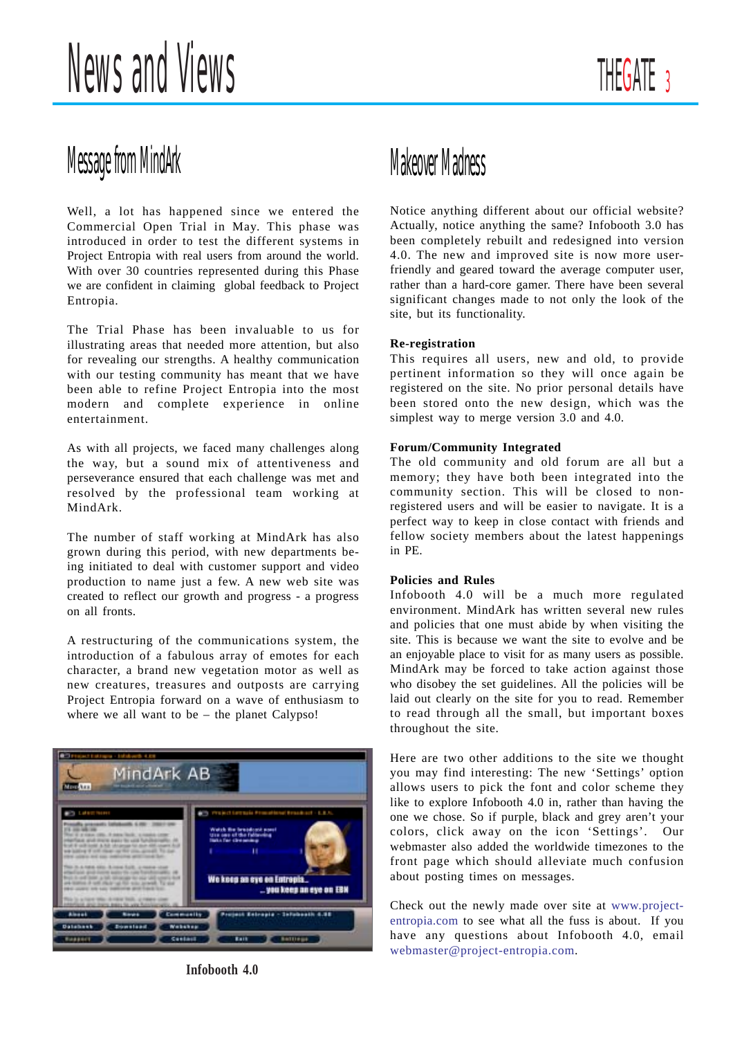# News and Views

## Message from MindArk

Well, a lot has happened since we entered the Commercial Open Trial in May. This phase was introduced in order to test the different systems in Project Entropia with real users from around the world. With over 30 countries represented during this Phase we are confident in claiming global feedback to Project Entropia.

The Trial Phase has been invaluable to us for illustrating areas that needed more attention, but also for revealing our strengths. A healthy communication with our testing community has meant that we have been able to refine Project Entropia into the most modern and complete experience in online entertainment.

As with all projects, we faced many challenges along the way, but a sound mix of attentiveness and perseverance ensured that each challenge was met and resolved by the professional team working at MindArk.

The number of staff working at MindArk has also grown during this period, with new departments being initiated to deal with customer support and video production to name just a few. A new web site was created to reflect our growth and progress - a progress on all fronts.

A restructuring of the communications system, the introduction of a fabulous array of emotes for each character, a brand new vegetation motor as well as new creatures, treasures and outposts are carrying Project Entropia forward on a wave of enthusiasm to where we all want to be – the planet Calypso!

Infobooth 4.0

## Makeover Madness

Notice anything different about our official website? Actually, notice anything the same? Infobooth 3.0 has been completely rebuilt and redesigned into version 4.0. The new and improved site is now more user-friendly and geared toward the average computer user, rather than a hard-core gamer. There have been several significant changes made to not only the look of the site, but its functionality.

**Re-registration**

This requires all users, new and old, to provide pertinent information so they will once again be registered on the site. No prior personal details have been stored onto the new design, which was the simplest way to merge version 3.0 and 4.0.

**Forum/Community Integrated**

The old community and old forum are all but a memory; they have both been integrated into the community section. This will be closed to non-registered users and will be easier to navigate. It is a perfect way to keep in close contact with friends and fellow society members about the latest happenings in PE.

**Policies and Rules**

Infobooth 4.0 will be a much more regulated environment. MindArk has written several new rules and policies that one must abide by when visiting the site. This is because we want the site to evolve and be an enjoyable place to visit for as many users as possible. MindArk may be forced to take action against those who disobey the set guidelines. All the policies will be laid out clearly on the site for you to read. Remember to read through all the small, but important boxes throughout the site.

Here are two other additions to the site we thought you may find interesting: The new 'Settings' option allows users to pick the font and color scheme they like to explore Infobooth 4.0 in, rather than having the one we chose. So if purple, black and grey aren't your colors, click away on the icon 'Settings'. Our webmaster also added the worldwide timezones to the front page which should alleviate much confusion about posting times on messages.

Check out the newly made over site at www.project-entropia.com to see what all the fuss is about. If you have any questions about Infobooth 4.0, email webmaster@project-entropia.com.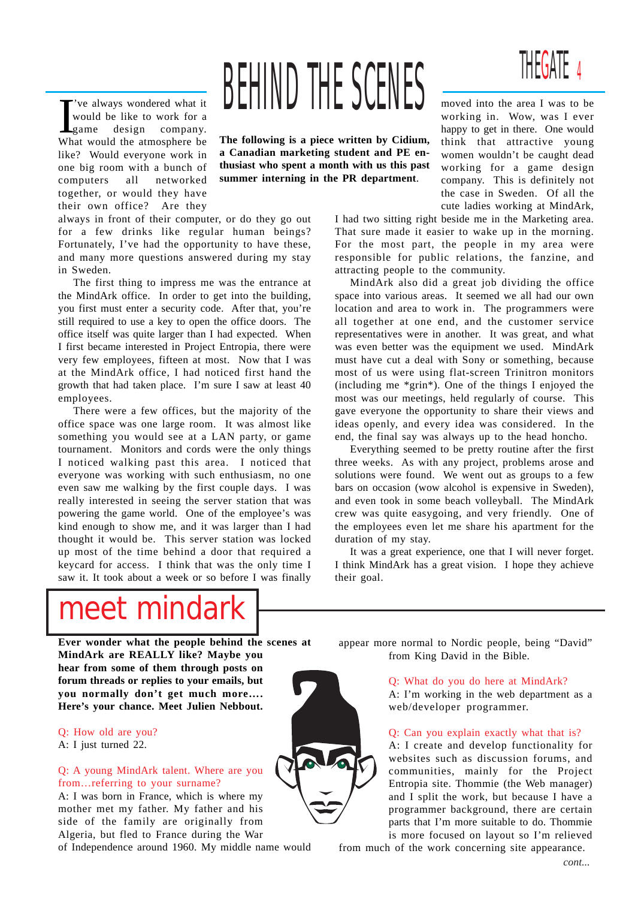# BEHIND THE SCENES

**The following is a piece written by Cidium, a Canadian marketing student and PE enthusiast who spent a month with us this past summer interning in the PR department.**

I've always wondered what it would be like to work for a game design company. What would the atmosphere be like? Would everyone work in one big room with a bunch of computers all networked together, or would they have their own office? Are they always in front of their computer, or do they go out for a few drinks like regular human beings? Fortunately, I've had the opportunity to have these, and many more questions answered during my stay in Sweden.

The first thing to impress me was the entrance at the MindArk office. In order to get into the building, you first must enter a security code. After that, you're still required to use a key to open the office doors. The office itself was quite larger than I had expected. When I first became interested in Project Entropia, there were very few employees, fifteen at most. Now that I was at the MindArk office, I had noticed first hand the growth that had taken place. I'm sure I saw at least 40 employees.

There were a few offices, but the majority of the office space was one large room. It was almost like something you would see at a LAN party, or game tournament. Monitors and cords were the only things I noticed walking past this area. I noticed that everyone was working with such enthusiasm, no one even saw me walking by the first couple days. I was really interested in seeing the server station that was powering the game world. One of the employee's was kind enough to show me, and it was larger than I had thought it would be. This server station was locked up most of the time behind a door that required a keycard for access. I think that was the only time I saw it. It took about a week or so before I was finally moved into the area I was to be working in. Wow, was I ever happy to get in there. One would think that attractive young women wouldn't be caught dead working for a game design company. This is definitely not the case in Sweden. Of all the cute ladies working at MindArk, I had two sitting right beside me in the Marketing area. That sure made it easier to wake up in the morning. For the most part, the people in my area were responsible for public relations, the fanzine, and attracting people to the community.

MindArk also did a great job dividing the office space into various areas. It seemed we all had our own location and area to work in. The programmers were all together at one end, and the customer service representatives were in another. It was great, and what was even better was the equipment we used. MindArk must have cut a deal with Sony or something, because most of us were using flat-screen Trinitron monitors (including me *grin*). One of the things I enjoyed the most was our meetings, held regularly of course. This gave everyone the opportunity to share their views and ideas openly, and every idea was considered. In the end, the final say was always up to the head honcho.

Everything seemed to be pretty routine after the first three weeks. As with any project, problems arose and solutions were found. We went out as groups to a few bars on occasion (wow alcohol is expensive in Sweden), and even took in some beach volleyball. The MindArk crew was quite easygoing, and very friendly. One of the employees even let me share his apartment for the duration of my stay.

It was a great experience, one that I will never forget. I think MindArk has a great vision. I hope they achieve their goal.

# meet mindark

**Ever wonder what the people behind the scenes at MindArk are REALLY like? Maybe you hear from some of them through posts on forum threads or replies to your emails, but you normally don't get much more…. Here's your chance. Meet Julien Nebbout.**

Q: How old are you?
A: I just turned 22.

Q: A young MindArk talent. Where are you from…referring to your surname?
A: I was born in France, which is where my mother met my father. My father and his side of the family are originally from Algeria, but fled to France during the War of Independence around 1960. My middle name would appear more normal to Nordic people, being "David" from King David in the Bible.

Q: What do you do here at MindArk?
A: I'm working in the web department as a web/developer programmer.

Q: Can you explain exactly what that is?
A: I create and develop functionality for websites such as discussion forums, and communities, mainly for the Project Entropia site. Thommie (the Web manager) and I split the work, but because I have a programmer background, there are certain parts that I'm more suitable to do. Thommie is more focused on layout so I'm relieved from much of the work concerning site appearance.

*cont...*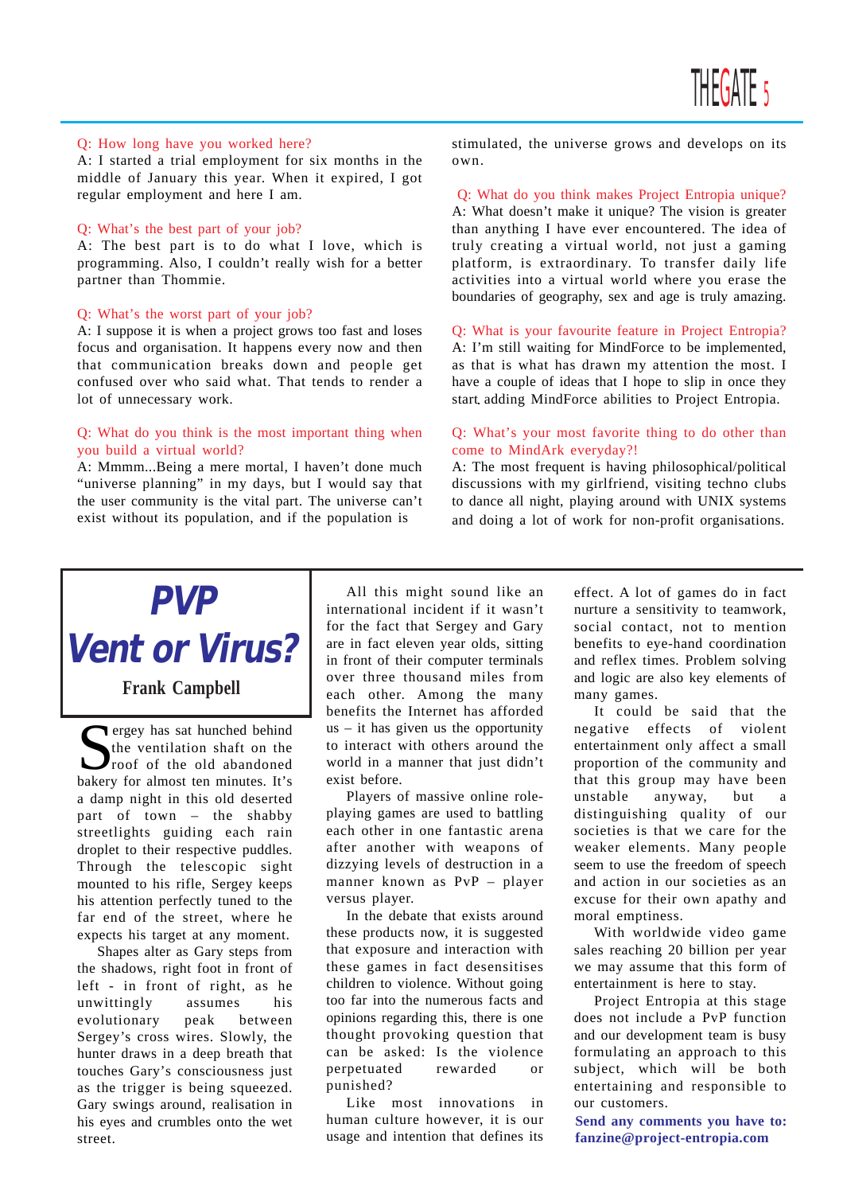**Q: How long have you worked here?**
A: I started a trial employment for six months in the middle of January this year. When it expired, I got regular employment and here I am.

**Q: What's the best part of your job?**
A: The best part is to do what I love, which is programming. Also, I couldn't really wish for a better partner than Thommie.

**Q: What's the worst part of your job?**
A: I suppose it is when a project grows too fast and loses focus and organisation. It happens every now and then that communication breaks down and people get confused over who said what. That tends to render a lot of unnecessary work.

**Q: What do you think is the most important thing when you build a virtual world?**
A: Mmmm...Being a mere mortal, I haven't done much "universe planning" in my days, but I would say that the user community is the vital part. The universe can't exist without its population, and if the population is stimulated, the universe grows and develops on its own.

**Q: What do you think makes Project Entropia unique?**
A: What doesn't make it unique? The vision is greater than anything I have ever encountered. The idea of truly creating a virtual world, not just a gaming platform, is extraordinary. To transfer daily life activities into a virtual world where you erase the boundaries of geography, sex and age is truly amazing.

**Q: What is your favourite feature in Project Entropia?**
A: I'm still waiting for MindForce to be implemented, as that is what has drawn my attention the most. I have a couple of ideas that I hope to slip in once they start, adding MindForce abilities to Project Entropia.

**Q: What's your most favorite thing to do other than come to MindArk everyday?!**
A: The most frequent is having philosophical/political discussions with my girlfriend, visiting techno clubs to dance all night, playing around with UNIX systems and doing a lot of work for non-profit organisations.

# PVP
# Vent or Virus?

**Frank Campbell**

Sergey has sat hunched behind the ventilation shaft on the roof of the old abandoned bakery for almost ten minutes. It's a damp night in this old deserted part of town – the shabby streetlights guiding each rain droplet to their respective puddles. Through the telescopic sight mounted to his rifle, Sergey keeps his attention perfectly tuned to the far end of the street, where he expects his target at any moment.

Shapes alter as Gary steps from the shadows, right foot in front of left - in front of right, as he unwittingly assumes his evolutionary peak between Sergey's cross wires. Slowly, the hunter draws in a deep breath that touches Gary's consciousness just as the trigger is being squeezed. Gary swings around, realisation in his eyes and crumbles onto the wet street.

All this might sound like an international incident if it wasn't for the fact that Sergey and Gary are in fact eleven year olds, sitting in front of their computer terminals over three thousand miles from each other. Among the many benefits the Internet has afforded us – it has given us the opportunity to interact with others around the world in a manner that just didn't exist before.

Players of massive online role-playing games are used to battling each other in one fantastic arena after another with weapons of dizzying levels of destruction in a manner known as PvP – player versus player.

In the debate that exists around these products now, it is suggested that exposure and interaction with these games in fact desensitises children to violence. Without going too far into the numerous facts and opinions regarding this, there is one thought provoking question that can be asked: Is the violence perpetuated rewarded or punished?

Like most innovations in human culture however, it is our usage and intention that defines its effect. A lot of games do in fact nurture a sensitivity to teamwork, social contact, not to mention benefits to eye-hand coordination and reflex times. Problem solving and logic are also key elements of many games.

It could be said that the negative effects of violent entertainment only affect a small proportion of the community and that this group may have been unstable anyway, but a distinguishing quality of our societies is that we care for the weaker elements. Many people seem to use the freedom of speech and action in our societies as an excuse for their own apathy and moral emptiness.

With worldwide video game sales reaching 20 billion per year we may assume that this form of entertainment is here to stay.

Project Entropia at this stage does not include a PvP function and our development team is busy formulating an approach to this subject, which will be both entertaining and responsible to our customers.

**Send any comments you have to: fanzine@project-entropia.com**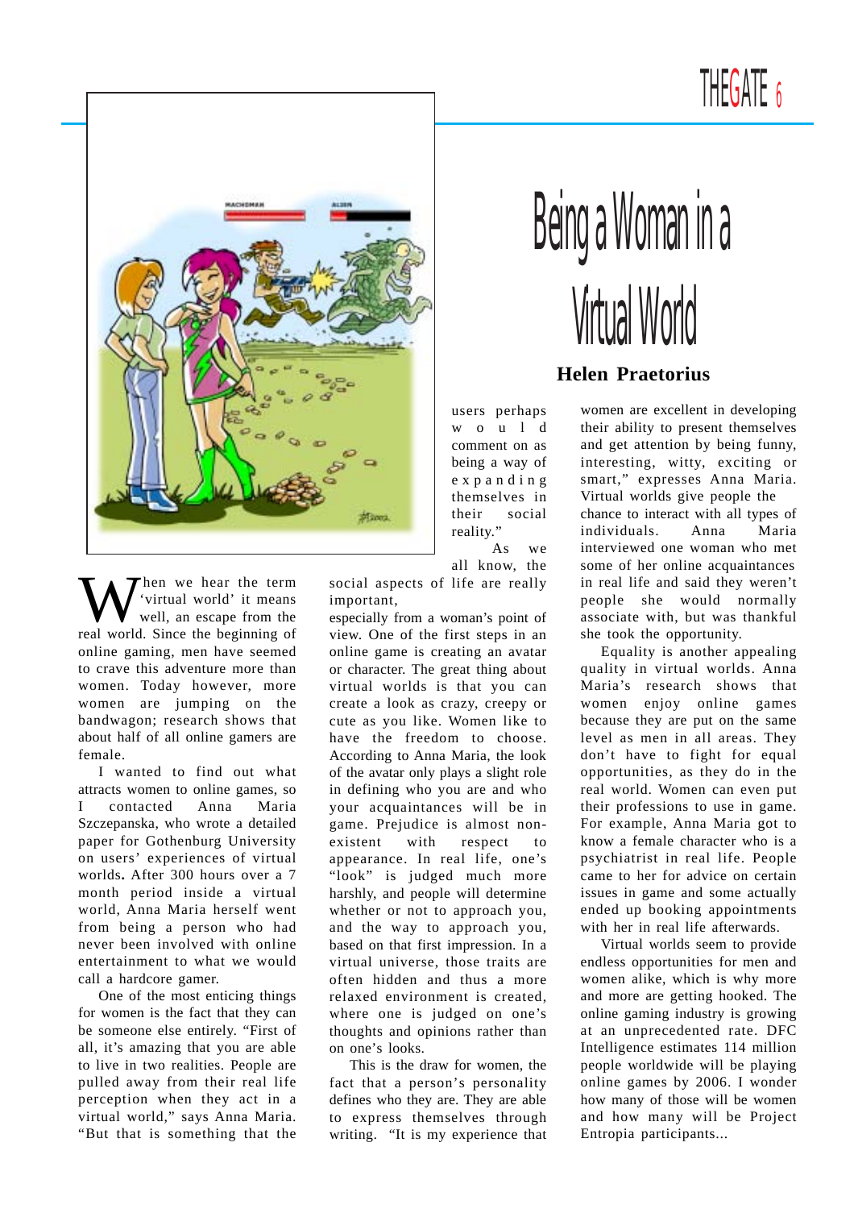# Being a Woman in a Virtual World

**Helen Praetorius**

When we hear the term 'virtual world' it means well, an escape from the real world. Since the beginning of online gaming, men have seemed to crave this adventure more than women. Today however, more women are jumping on the bandwagon; research shows that about half of all online gamers are female.

I wanted to find out what attracts women to online games, so I contacted Anna Maria Szczepanska, who wrote a detailed paper for Gothenburg University on users' experiences of virtual worlds**.** After 300 hours over a 7 month period inside a virtual world, Anna Maria herself went from being a person who had never been involved with online entertainment to what we would call a hardcore gamer.

One of the most enticing things for women is the fact that they can be someone else entirely. "First of all, it's amazing that you are able to live in two realities. People are pulled away from their real life perception when they act in a virtual world," says Anna Maria. "But that is something that the users perhaps would comment on as being a way of expanding themselves in their social reality."

As we all know, the social aspects of life are really important, especially from a woman's point of view. One of the first steps in an online game is creating an avatar or character. The great thing about virtual worlds is that you can create a look as crazy, creepy or cute as you like. Women like to have the freedom to choose. According to Anna Maria, the look of the avatar only plays a slight role in defining who you are and who your acquaintances will be in game. Prejudice is almost non-existent with respect to appearance. In real life, one's "look" is judged much more harshly, and people will determine whether or not to approach you, and the way to approach you, based on that first impression. In a virtual universe, those traits are often hidden and thus a more relaxed environment is created, where one is judged on one's thoughts and opinions rather than on one's looks.

This is the draw for women, the fact that a person's personality defines who they are. They are able to express themselves through writing. "It is my experience that women are excellent in developing their ability to present themselves and get attention by being funny, interesting, witty, exciting or smart," expresses Anna Maria. Virtual worlds give people the chance to interact with all types of individuals. Anna Maria interviewed one woman who met some of her online acquaintances in real life and said they weren't people she would normally associate with, but was thankful she took the opportunity.

Equality is another appealing quality in virtual worlds. Anna Maria's research shows that women enjoy online games because they are put on the same level as men in all areas. They don't have to fight for equal opportunities, as they do in the real world. Women can even put their professions to use in game. For example, Anna Maria got to know a female character who is a psychiatrist in real life. People came to her for advice on certain issues in game and some actually ended up booking appointments with her in real life afterwards.

Virtual worlds seem to provide endless opportunities for men and women alike, which is why more and more are getting hooked. The online gaming industry is growing at an unprecedented rate. DFC Intelligence estimates 114 million people worldwide will be playing online games by 2006. I wonder how many of those will be women and how many will be Project Entropia participants...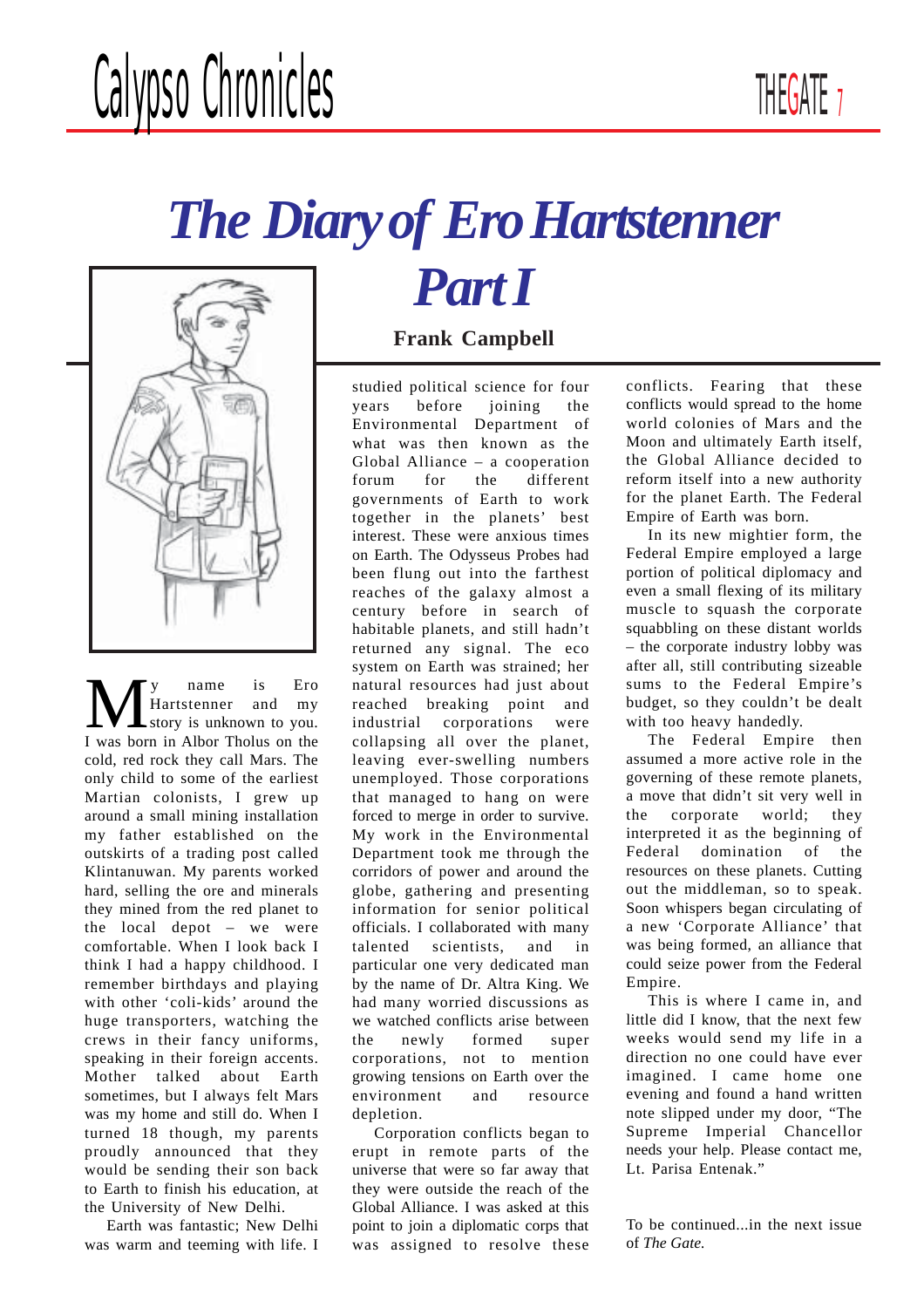# The Diary of Ero Hartstenner Part I

## Frank Campbell

My name is Ero Hartstenner and my story is unknown to you. I was born in Albor Tholus on the cold, red rock they call Mars. The only child to some of the earliest Martian colonists, I grew up around a small mining installation my father established on the outskirts of a trading post called Klintanuwan. My parents worked hard, selling the ore and minerals they mined from the red planet to the local depot – we were comfortable. When I look back I think I had a happy childhood. I remember birthdays and playing with other 'coli-kids' around the huge transporters, watching the crews in their fancy uniforms, speaking in their foreign accents. Mother talked about Earth sometimes, but I always felt Mars was my home and still do. When I turned 18 though, my parents proudly announced that they would be sending their son back to Earth to finish his education, at the University of New Delhi.

Earth was fantastic; New Delhi was warm and teeming with life. I studied political science for four years before joining the Environmental Department of what was then known as the Global Alliance – a cooperation forum for the different governments of Earth to work together in the planets' best interest. These were anxious times on Earth. The Odysseus Probes had been flung out into the farthest reaches of the galaxy almost a century before in search of habitable planets, and still hadn't returned any signal. The eco system on Earth was strained; her natural resources had just about reached breaking point and industrial corporations were collapsing all over the planet, leaving ever-swelling numbers unemployed. Those corporations that managed to hang on were forced to merge in order to survive. My work in the Environmental Department took me through the corridors of power and around the globe, gathering and presenting information for senior political officials. I collaborated with many talented scientists, and in particular one very dedicated man by the name of Dr. Altra King. We had many worried discussions as we watched conflicts arise between the newly formed super corporations, not to mention growing tensions on Earth over the environment and resource depletion.

Corporation conflicts began to erupt in remote parts of the universe that were so far away that they were outside the reach of the Global Alliance. I was asked at this point to join a diplomatic corps that was assigned to resolve these conflicts. Fearing that these conflicts would spread to the home world colonies of Mars and the Moon and ultimately Earth itself, the Global Alliance decided to reform itself into a new authority for the planet Earth. The Federal Empire of Earth was born.

In its new mightier form, the Federal Empire employed a large portion of political diplomacy and even a small flexing of its military muscle to squash the corporate squabbling on these distant worlds – the corporate industry lobby was after all, still contributing sizeable sums to the Federal Empire's budget, so they couldn't be dealt with too heavy handedly.

The Federal Empire then assumed a more active role in the governing of these remote planets, a move that didn't sit very well in the corporate world; they interpreted it as the beginning of Federal domination of the resources on these planets. Cutting out the middleman, so to speak. Soon whispers began circulating of a new 'Corporate Alliance' that was being formed, an alliance that could seize power from the Federal Empire.

This is where I came in, and little did I know, that the next few weeks would send my life in a direction no one could have ever imagined. I came home one evening and found a hand written note slipped under my door, "The Supreme Imperial Chancellor needs your help. Please contact me, Lt. Parisa Entenak."

To be continued...in the next issue of *The Gate.*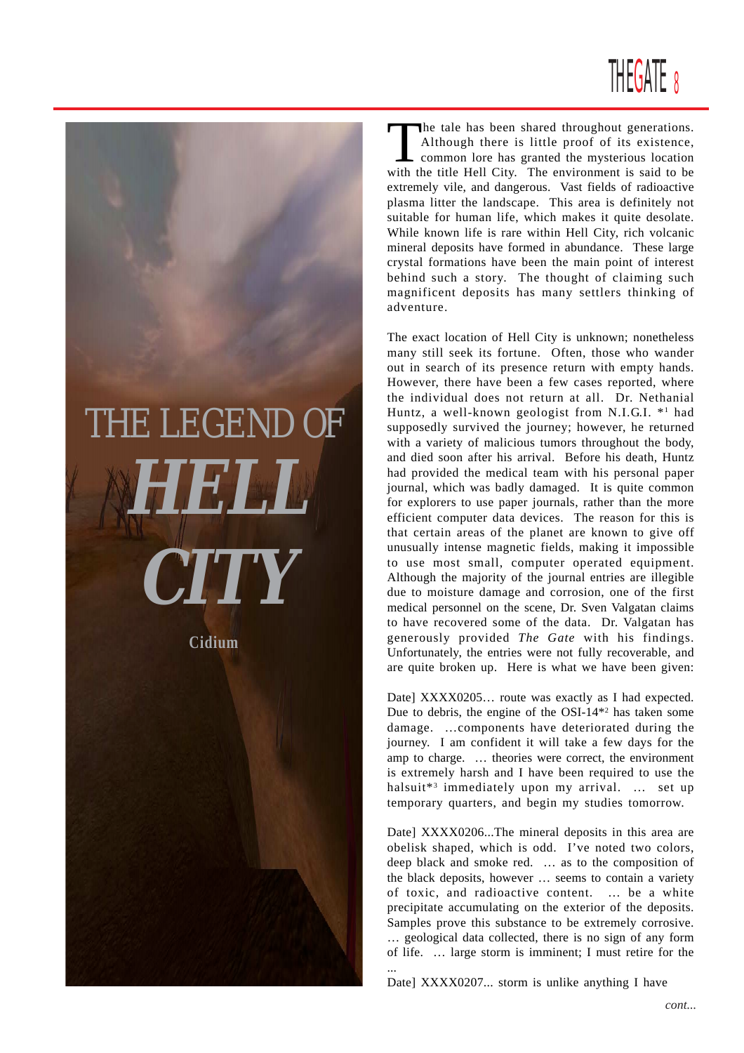# THE LEGEND OF HELL CITY

**Cidium**

The tale has been shared throughout generations. Although there is little proof of its existence, common lore has granted the mysterious location with the title Hell City. The environment is said to be extremely vile, and dangerous. Vast fields of radioactive plasma litter the landscape. This area is definitely not suitable for human life, which makes it quite desolate. While known life is rare within Hell City, rich volcanic mineral deposits have formed in abundance. These large crystal formations have been the main point of interest behind such a story. The thought of claiming such magnificent deposits has many settlers thinking of adventure.

The exact location of Hell City is unknown; nonetheless many still seek its fortune. Often, those who wander out in search of its presence return with empty hands. However, there have been a few cases reported, where the individual does not return at all. Dr. Nethanial Huntz, a well-known geologist from N.I.G.I. *[1] had supposedly survived the journey; however, he returned with a variety of malicious tumors throughout the body, and died soon after his arrival. Before his death, Huntz had provided the medical team with his personal paper journal, which was badly damaged. It is quite common for explorers to use paper journals, rather than the more efficient computer data devices. The reason for this is that certain areas of the planet are known to give off unusually intense magnetic fields, making it impossible to use most small, computer operated equipment. Although the majority of the journal entries are illegible due to moisture damage and corrosion, one of the first medical personnel on the scene, Dr. Sven Valgatan claims to have recovered some of the data. Dr. Valgatan has generously provided *The Gate* with his findings. Unfortunately, the entries were not fully recoverable, and are quite broken up. Here is what we have been given:

Date] XXXX0205… route was exactly as I had expected. Due to debris, the engine of the OSI-14*[2] has taken some damage. …components have deteriorated during the journey. I am confident it will take a few days for the amp to charge. … theories were correct, the environment is extremely harsh and I have been required to use the halsuit*[3] immediately upon my arrival. … set up temporary quarters, and begin my studies tomorrow.

Date] XXXX0206...The mineral deposits in this area are obelisk shaped, which is odd. I've noted two colors, deep black and smoke red. … as to the composition of the black deposits, however … seems to contain a variety of toxic, and radioactive content. … be a white precipitate accumulating on the exterior of the deposits. Samples prove this substance to be extremely corrosive. … geological data collected, there is no sign of any form of life. … large storm is imminent; I must retire for the ...

Date] XXXX0207... storm is unlike anything I have

*cont...*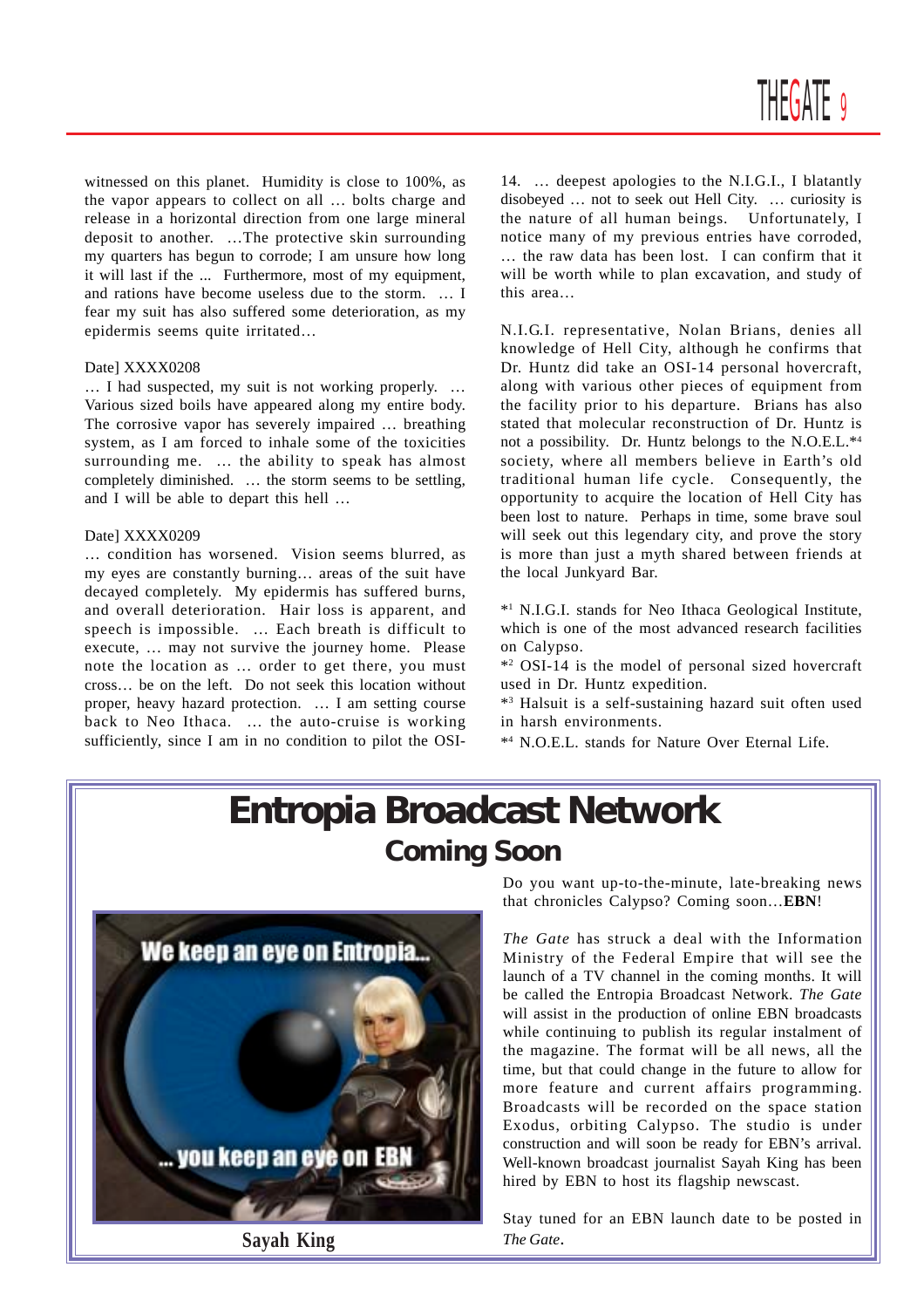witnessed on this planet. Humidity is close to 100%, as the vapor appears to collect on all … bolts charge and release in a horizontal direction from one large mineral deposit to another. …The protective skin surrounding my quarters has begun to corrode; I am unsure how long it will last if the ... Furthermore, most of my equipment, and rations have become useless due to the storm. … I fear my suit has also suffered some deterioration, as my epidermis seems quite irritated…

Date] XXXX0208

… I had suspected, my suit is not working properly. … Various sized boils have appeared along my entire body. The corrosive vapor has severely impaired … breathing system, as I am forced to inhale some of the toxicities surrounding me. … the ability to speak has almost completely diminished. … the storm seems to be settling, and I will be able to depart this hell …

Date] XXXX0209

… condition has worsened. Vision seems blurred, as my eyes are constantly burning… areas of the suit have decayed completely. My epidermis has suffered burns, and overall deterioration. Hair loss is apparent, and speech is impossible. … Each breath is difficult to execute, … may not survive the journey home. Please note the location as … order to get there, you must cross… be on the left. Do not seek this location without proper, heavy hazard protection. … I am setting course back to Neo Ithaca. … the auto-cruise is working sufficiently, since I am in no condition to pilot the OSI-14. … deepest apologies to the N.I.G.I., I blatantly disobeyed … not to seek out Hell City. … curiosity is the nature of all human beings. Unfortunately, I notice many of my previous entries have corroded, … the raw data has been lost. I can confirm that it will be worth while to plan excavation, and study of this area…

N.I.G.I. representative, Nolan Brians, denies all knowledge of Hell City, although he confirms that Dr. Huntz did take an OSI-14 personal hovercraft, along with various other pieces of equipment from the facility prior to his departure. Brians has also stated that molecular reconstruction of Dr. Huntz is not a possibility. Dr. Huntz belongs to the N.O.E.L.*[4] society, where all members believe in Earth's old traditional human life cycle. Consequently, the opportunity to acquire the location of Hell City has been lost to nature. Perhaps in time, some brave soul will seek out this legendary city, and prove the story is more than just a myth shared between friends at the local Junkyard Bar.

*[1] N.I.G.I. stands for Neo Ithaca Geological Institute, which is one of the most advanced research facilities on Calypso.

*[2] OSI-14 is the model of personal sized hovercraft used in Dr. Huntz expedition.

*[3] Halsuit is a self-sustaining hazard suit often used in harsh environments.

*[4] N.O.E.L. stands for Nature Over Eternal Life.

# Entropia Broadcast Network

## Coming Soon

We keep an eye on Entropia...

... you keep an eye on EBN

**Sayah King**

Do you want up-to-the-minute, late-breaking news that chronicles Calypso? Coming soon…**EBN**!

*The Gate* has struck a deal with the Information Ministry of the Federal Empire that will see the launch of a TV channel in the coming months. It will be called the Entropia Broadcast Network. *The Gate* will assist in the production of online EBN broadcasts while continuing to publish its regular instalment of the magazine. The format will be all news, all the time, but that could change in the future to allow for more feature and current affairs programming. Broadcasts will be recorded on the space station Exodus, orbiting Calypso. The studio is under construction and will soon be ready for EBN's arrival. Well-known broadcast journalist Sayah King has been hired by EBN to host its flagship newscast.

Stay tuned for an EBN launch date to be posted in *The Gate*.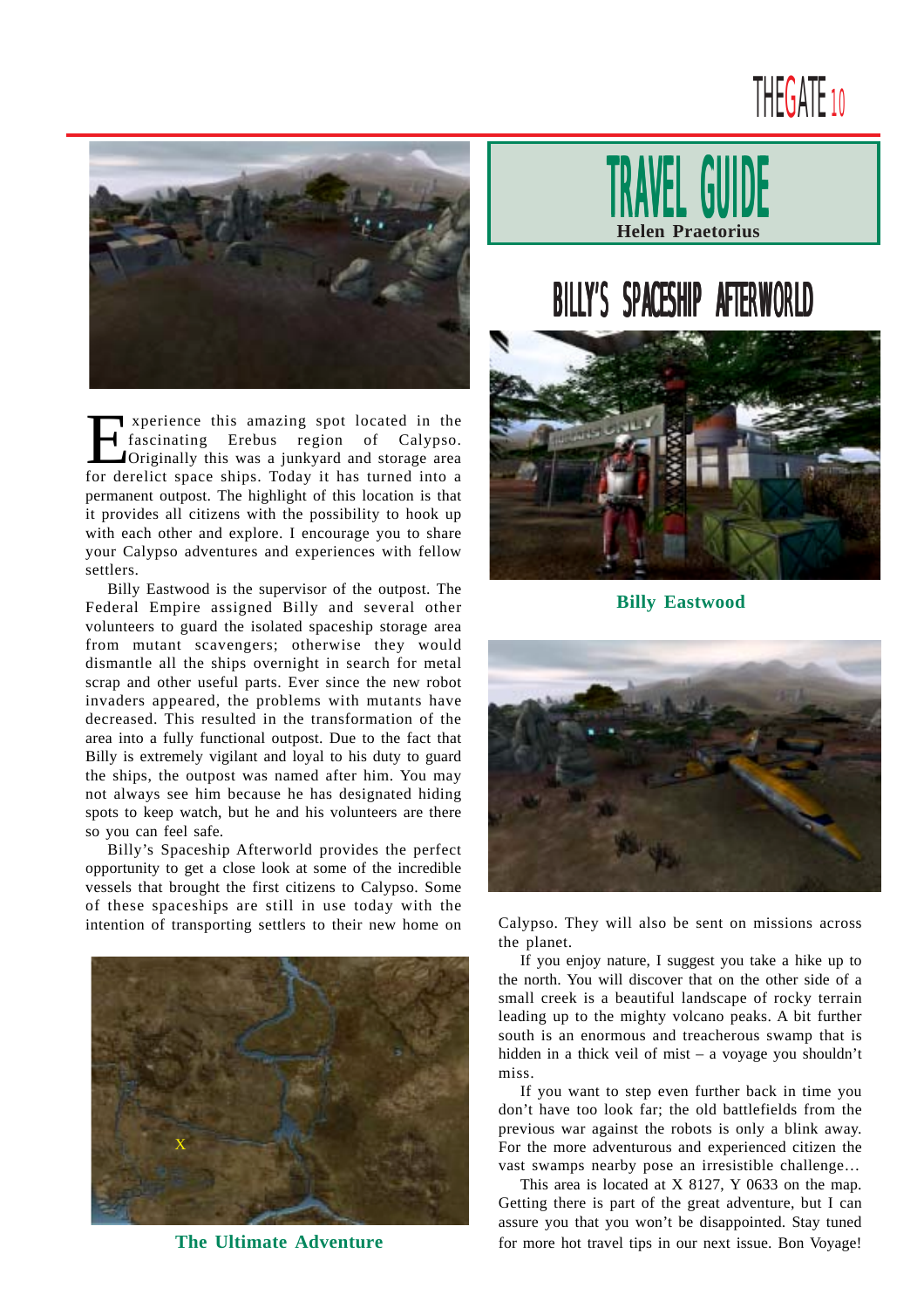# TRAVEL GUIDE

**Helen Praetorius**

## BILLY'S SPACESHIP AFTERWORLD

Experience this amazing spot located in the fascinating Erebus region of Calypso. Originally this was a junkyard and storage area for derelict space ships. Today it has turned into a permanent outpost. The highlight of this location is that it provides all citizens with the possibility to hook up with each other and explore. I encourage you to share your Calypso adventures and experiences with fellow settlers.

Billy Eastwood is the supervisor of the outpost. The Federal Empire assigned Billy and several other volunteers to guard the isolated spaceship storage area from mutant scavengers; otherwise they would dismantle all the ships overnight in search for metal scrap and other useful parts. Ever since the new robot invaders appeared, the problems with mutants have decreased. This resulted in the transformation of the area into a fully functional outpost. Due to the fact that Billy is extremely vigilant and loyal to his duty to guard the ships, the outpost was named after him. You may not always see him because he has designated hiding spots to keep watch, but he and his volunteers are there so you can feel safe.

Billy's Spaceship Afterworld provides the perfect opportunity to get a close look at some of the incredible vessels that brought the first citizens to Calypso. Some of these spaceships are still in use today with the intention of transporting settlers to their new home on Calypso. They will also be sent on missions across the planet.

If you enjoy nature, I suggest you take a hike up to the north. You will discover that on the other side of a small creek is a beautiful landscape of rocky terrain leading up to the mighty volcano peaks. A bit further south is an enormous and treacherous swamp that is hidden in a thick veil of mist – a voyage you shouldn't miss.

If you want to step even further back in time you don't have too look far; the old battlefields from the previous war against the robots is only a blink away. For the more adventurous and experienced citizen the vast swamps nearby pose an irresistible challenge…

This area is located at X 8127, Y 0633 on the map. Getting there is part of the great adventure, but I can assure you that you won't be disappointed. Stay tuned for more hot travel tips in our next issue. Bon Voyage!

**Billy Eastwood**

X

**The Ultimate Adventure**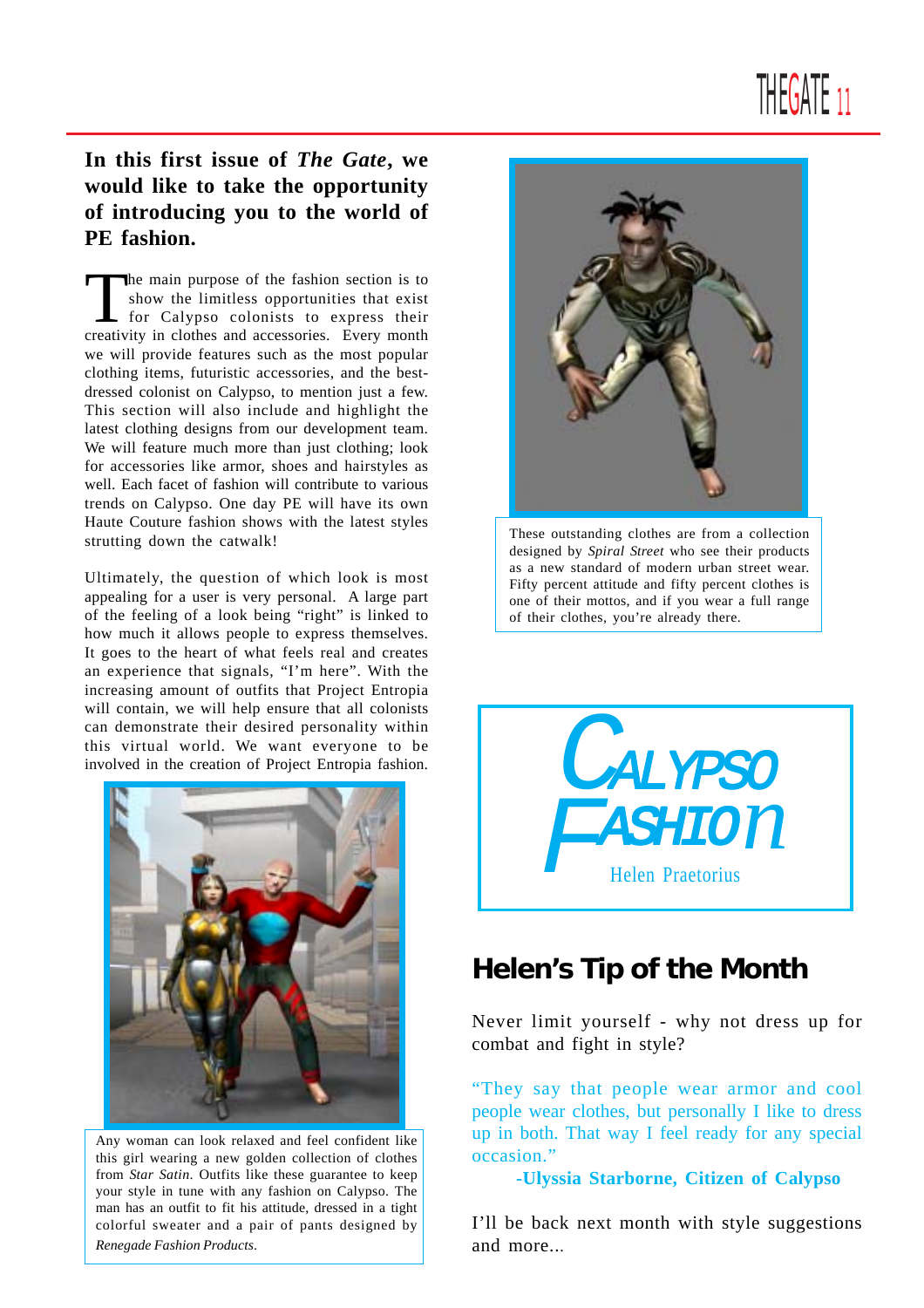**In this first issue of *The Gate*, we would like to take the opportunity of introducing you to the world of PE fashion.**

The main purpose of the fashion section is to show the limitless opportunities that exist for Calypso colonists to express their creativity in clothes and accessories. Every month we will provide features such as the most popular clothing items, futuristic accessories, and the best-dressed colonist on Calypso, to mention just a few. This section will also include and highlight the latest clothing designs from our development team. We will feature much more than just clothing; look for accessories like armor, shoes and hairstyles as well. Each facet of fashion will contribute to various trends on Calypso. One day PE will have its own Haute Couture fashion shows with the latest styles strutting down the catwalk!

Ultimately, the question of which look is most appealing for a user is very personal. A large part of the feeling of a look being "right" is linked to how much it allows people to express themselves. It goes to the heart of what feels real and creates an experience that signals, "I'm here". With the increasing amount of outfits that Project Entropia will contain, we will help ensure that all colonists can demonstrate their desired personality within this virtual world. We want everyone to be involved in the creation of Project Entropia fashion.

Any woman can look relaxed and feel confident like this girl wearing a new golden collection of clothes from *Star Satin*. Outfits like these guarantee to keep your style in tune with any fashion on Calypso. The man has an outfit to fit his attitude, dressed in a tight colorful sweater and a pair of pants designed by *Renegade Fashion Products*.

These outstanding clothes are from a collection designed by *Spiral Street* who see their products as a new standard of modern urban street wear. Fifty percent attitude and fifty percent clothes is one of their mottos, and if you wear a full range of their clothes, you're already there.

# Calypso Fashion

Helen Praetorius

## Helen's Tip of the Month

Never limit yourself - why not dress up for combat and fight in style?

"They say that people wear armor and cool people wear clothes, but personally I like to dress up in both. That way I feel ready for any special occasion."

**-Ulyssia Starborne, Citizen of Calypso**

I'll be back next month with style suggestions and more...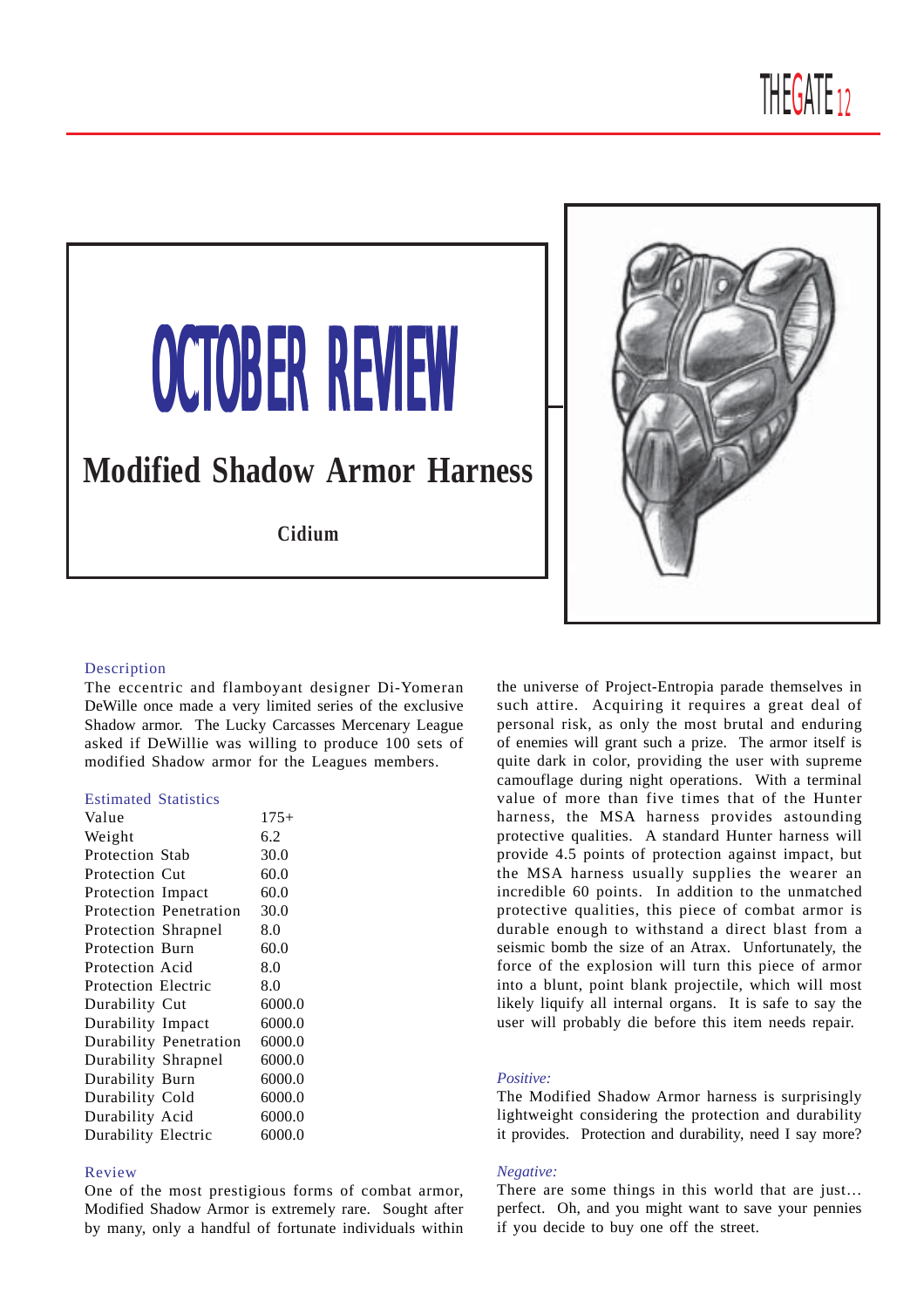# OCTOBER REVIEW

## Modified Shadow Armor Harness

**Cidium**

### Description

The eccentric and flamboyant designer Di-Yomeran DeWille once made a very limited series of the exclusive Shadow armor. The Lucky Carcasses Mercenary League asked if DeWillie was willing to produce 100 sets of modified Shadow armor for the Leagues members.

### Estimated Statistics

| | |
|---|---|
| Value | 175+ |
| Weight | 6.2 |
| Protection Stab | 30.0 |
| Protection Cut | 60.0 |
| Protection Impact | 60.0 |
| Protection Penetration | 30.0 |
| Protection Shrapnel | 8.0 |
| Protection Burn | 60.0 |
| Protection Acid | 8.0 |
| Protection Electric | 8.0 |
| Durability Cut | 6000.0 |
| Durability Impact | 6000.0 |
| Durability Penetration | 6000.0 |
| Durability Shrapnel | 6000.0 |
| Durability Burn | 6000.0 |
| Durability Cold | 6000.0 |
| Durability Acid | 6000.0 |
| Durability Electric | 6000.0 |

### Review

One of the most prestigious forms of combat armor, Modified Shadow Armor is extremely rare. Sought after by many, only a handful of fortunate individuals within the universe of Project-Entropia parade themselves in such attire. Acquiring it requires a great deal of personal risk, as only the most brutal and enduring of enemies will grant such a prize. The armor itself is quite dark in color, providing the user with supreme camouflage during night operations. With a terminal value of more than five times that of the Hunter harness, the MSA harness provides astounding protective qualities. A standard Hunter harness will provide 4.5 points of protection against impact, but the MSA harness usually supplies the wearer an incredible 60 points. In addition to the unmatched protective qualities, this piece of combat armor is durable enough to withstand a direct blast from a seismic bomb the size of an Atrax. Unfortunately, the force of the explosion will turn this piece of armor into a blunt, point blank projectile, which will most likely liquify all internal organs. It is safe to say the user will probably die before this item needs repair.

*Positive:*

The Modified Shadow Armor harness is surprisingly lightweight considering the protection and durability it provides. Protection and durability, need I say more?

*Negative:*

There are some things in this world that are just… perfect. Oh, and you might want to save your pennies if you decide to buy one off the street.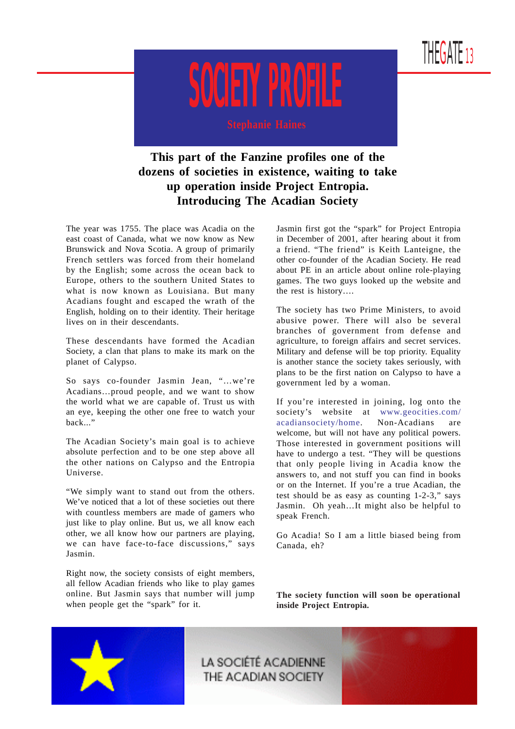# SOCIETY PROFILE

**Stephanie Haines**

**This part of the Fanzine profiles one of the dozens of societies in existence, waiting to take up operation inside Project Entropia. Introducing The Acadian Society**

The year was 1755. The place was Acadia on the east coast of Canada, what we now know as New Brunswick and Nova Scotia. A group of primarily French settlers was forced from their homeland by the English; some across the ocean back to Europe, others to the southern United States to what is now known as Louisiana. But many Acadians fought and escaped the wrath of the English, holding on to their identity. Their heritage lives on in their descendants.

These descendants have formed the Acadian Society, a clan that plans to make its mark on the planet of Calypso.

So says co-founder Jasmin Jean, "…we're Acadians…proud people, and we want to show the world what we are capable of. Trust us with an eye, keeping the other one free to watch your back..."

The Acadian Society's main goal is to achieve absolute perfection and to be one step above all the other nations on Calypso and the Entropia Universe.

"We simply want to stand out from the others. We've noticed that a lot of these societies out there with countless members are made of gamers who just like to play online. But us, we all know each other, we all know how our partners are playing, we can have face-to-face discussions," says Jasmin.

Right now, the society consists of eight members, all fellow Acadian friends who like to play games online. But Jasmin says that number will jump when people get the "spark" for it.

Jasmin first got the "spark" for Project Entropia in December of 2001, after hearing about it from a friend. "The friend" is Keith Lanteigne, the other co-founder of the Acadian Society. He read about PE in an article about online role-playing games. The two guys looked up the website and the rest is history….

The society has two Prime Ministers, to avoid abusive power. There will also be several branches of government from defense and agriculture, to foreign affairs and secret services. Military and defense will be top priority. Equality is another stance the society takes seriously, with plans to be the first nation on Calypso to have a government led by a woman.

If you're interested in joining, log onto the society's website at www.geocities.com/acadiansociety/home. Non-Acadians are welcome, but will not have any political powers. Those interested in government positions will have to undergo a test. "They will be questions that only people living in Acadia know the answers to, and not stuff you can find in books or on the Internet. If you're a true Acadian, the test should be as easy as counting 1-2-3," says Jasmin. Oh yeah…It might also be helpful to speak French.

Go Acadia! So I am a little biased being from Canada, eh?

**The society function will soon be operational inside Project Entropia.**

LA SOCIÉTÉ ACADIENNE
THE ACADIAN SOCIETY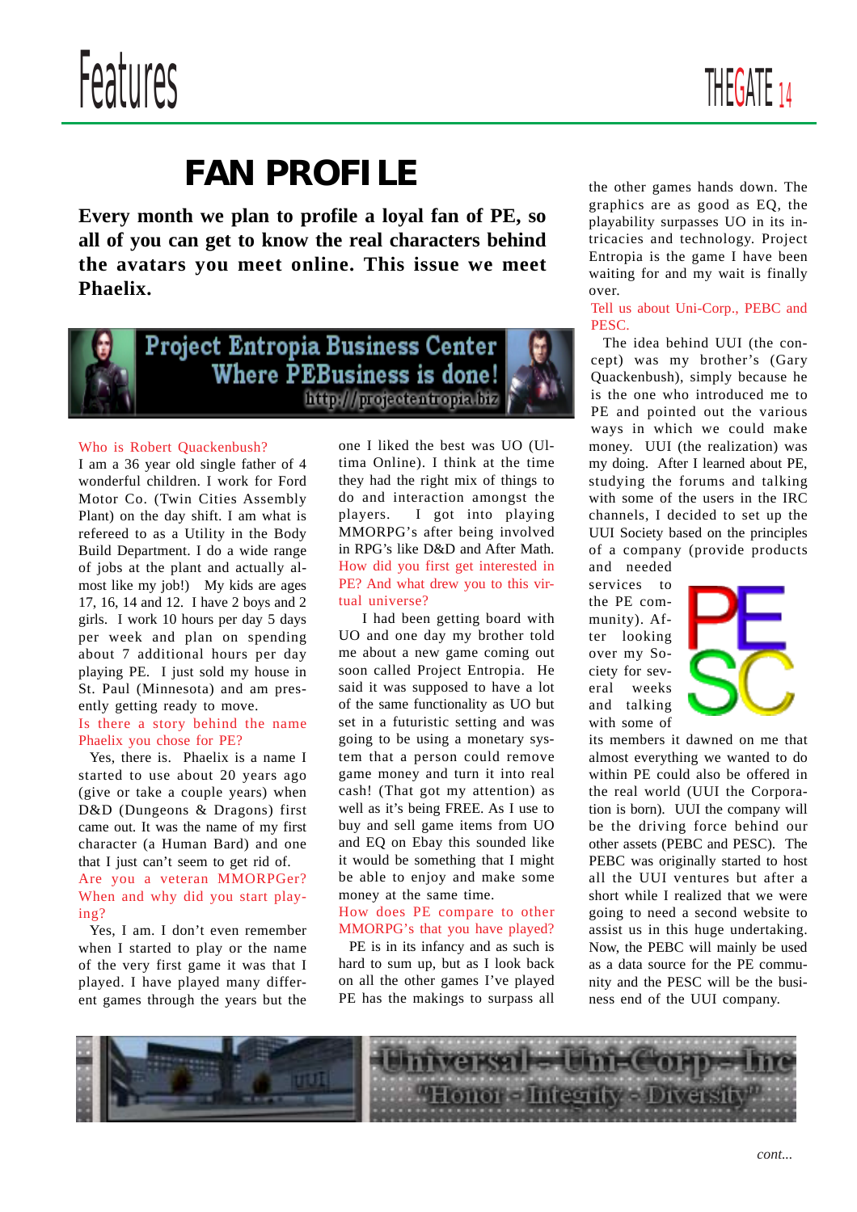# FAN PROFILE

**Every month we plan to profile a loyal fan of PE, so all of you can get to know the real characters behind the avatars you meet online. This issue we meet Phaelix.**

Project Entropia Business Center
Where PEBusiness is done!
http://projectentropia.biz

Who is Robert Quackenbush?

I am a 36 year old single father of 4 wonderful children. I work for Ford Motor Co. (Twin Cities Assembly Plant) on the day shift. I am what is refereed to as a Utility in the Body Build Department. I do a wide range of jobs at the plant and actually almost like my job!) My kids are ages 17, 16, 14 and 12. I have 2 boys and 2 girls. I work 10 hours per day 5 days per week and plan on spending about 7 additional hours per day playing PE. I just sold my house in St. Paul (Minnesota) and am presently getting ready to move.

Is there a story behind the name Phaelix you chose for PE?

Yes, there is. Phaelix is a name I started to use about 20 years ago (give or take a couple years) when D&D (Dungeons & Dragons) first came out. It was the name of my first character (a Human Bard) and one that I just can't seem to get rid of.

Are you a veteran MMORPGer? When and why did you start playing?

Yes, I am. I don't even remember when I started to play or the name of the very first game it was that I played. I have played many different games through the years but the one I liked the best was UO (Ultima Online). I think at the time they had the right mix of things to do and interaction amongst the players. I got into playing MMORPG's after being involved in RPG's like D&D and After Math.

How did you first get interested in PE? And what drew you to this virtual universe?

I had been getting board with UO and one day my brother told me about a new game coming out soon called Project Entropia. He said it was supposed to have a lot of the same functionality as UO but set in a futuristic setting and was going to be using a monetary system that a person could remove game money and turn it into real cash! (That got my attention) as well as it's being FREE. As I use to buy and sell game items from UO and EQ on Ebay this sounded like it would be something that I might be able to enjoy and make some money at the same time.

How does PE compare to other MMORPG's that you have played?

PE is in its infancy and as such is hard to sum up, but as I look back on all the other games I've played PE has the makings to surpass all the other games hands down. The graphics are as good as EQ, the playability surpasses UO in its intricacies and technology. Project Entropia is the game I have been waiting for and my wait is finally over.

Tell us about Uni-Corp., PEBC and PESC.

The idea behind UUI (the concept) was my brother's (Gary Quackenbush), simply because he is the one who introduced me to PE and pointed out the various ways in which we could make money. UUI (the realization) was my doing. After I learned about PE, studying the forums and talking with some of the users in the IRC channels, I decided to set up the UUI Society based on the principles of a company (provide products and needed services to the PE community). After looking over my Society for several weeks and talking with some of its members it dawned on me that almost everything we wanted to do within PE could also be offered in the real world (UUI the Corporation is born). UUI the company will be the driving force behind our other assets (PEBC and PESC). The PEBC was originally started to host all the UUI ventures but after a short while I realized that we were going to need a second website to assist us in this huge undertaking. Now, the PEBC will mainly be used as a data source for the PE community and the PESC will be the business end of the UUI company.

PE SC

Universal - Uni-Corp - Inc
"Honor - Integrity - Diversity"

*cont...*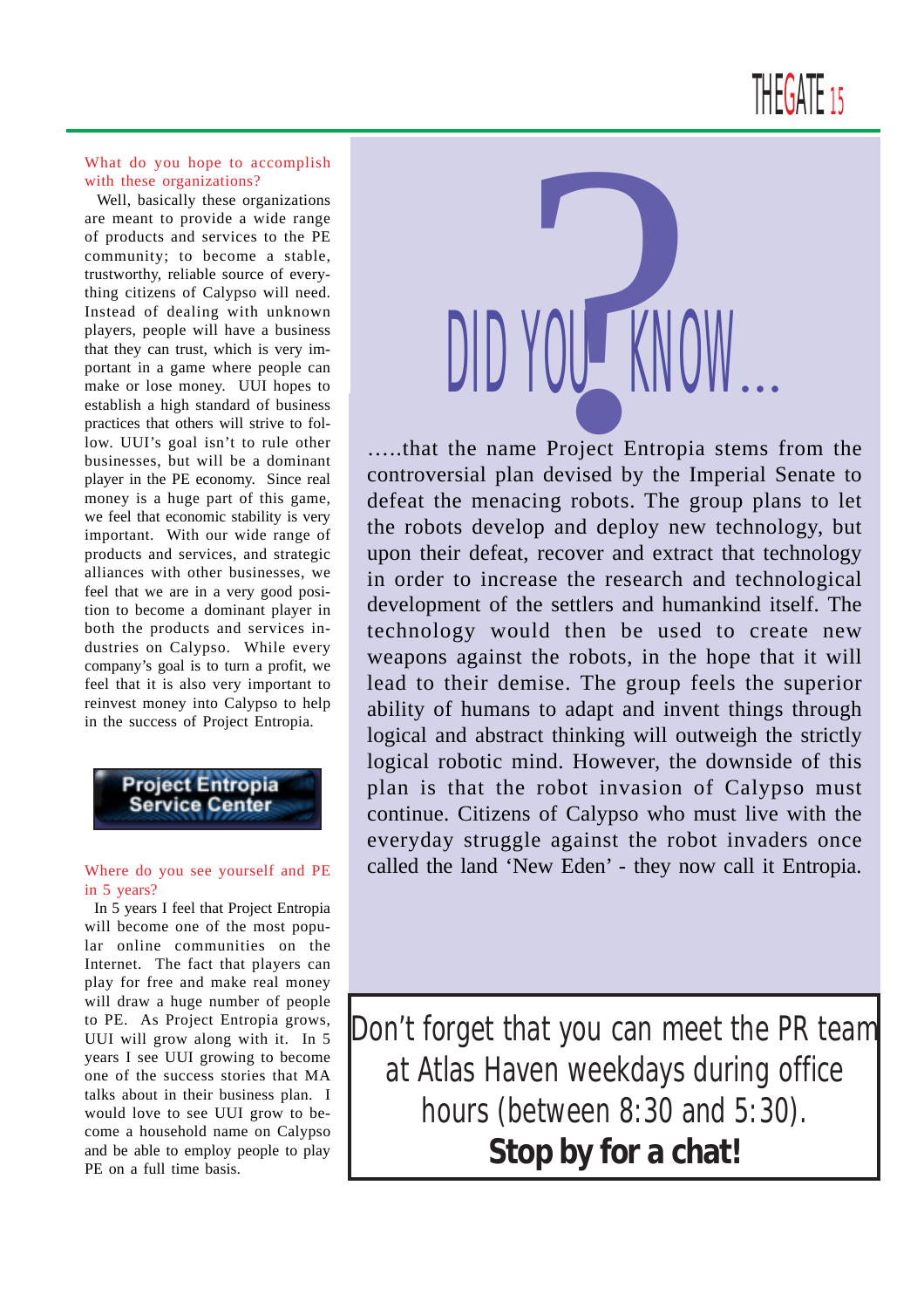What do you hope to accomplish with these organizations?

Well, basically these organizations are meant to provide a wide range of products and services to the PE community; to become a stable, trustworthy, reliable source of everything citizens of Calypso will need. Instead of dealing with unknown players, people will have a business that they can trust, which is very important in a game where people can make or lose money. UUI hopes to establish a high standard of business practices that others will strive to follow. UUI's goal isn't to rule other businesses, but will be a dominant player in the PE economy. Since real money is a huge part of this game, we feel that economic stability is very important. With our wide range of products and services, and strategic alliances with other businesses, we feel that we are in a very good position to become a dominant player in both the products and services industries on Calypso. While every company's goal is to turn a profit, we feel that it is also very important to reinvest money into Calypso to help in the success of Project Entropia.

**Project Entropia Service Center**

Where do you see yourself and PE in 5 years?

In 5 years I feel that Project Entropia will become one of the most popular online communities on the Internet. The fact that players can play for free and make real money will draw a huge number of people to PE. As Project Entropia grows, UUI will grow along with it. In 5 years I see UUI growing to become one of the success stories that MA talks about in their business plan. I would love to see UUI grow to become a household name on Calypso and be able to employ people to play PE on a full time basis.

## DID YOU KNOW...

…..that the name Project Entropia stems from the controversial plan devised by the Imperial Senate to defeat the menacing robots. The group plans to let the robots develop and deploy new technology, but upon their defeat, recover and extract that technology in order to increase the research and technological development of the settlers and humankind itself. The technology would then be used to create new weapons against the robots, in the hope that it will lead to their demise. The group feels the superior ability of humans to adapt and invent things through logical and abstract thinking will outweigh the strictly logical robotic mind. However, the downside of this plan is that the robot invasion of Calypso must continue. Citizens of Calypso who must live with the everyday struggle against the robot invaders once called the land 'New Eden' - they now call it Entropia.

Don't forget that you can meet the PR team at Atlas Haven weekdays during office hours (between 8:30 and 5:30).

**Stop by for a chat!**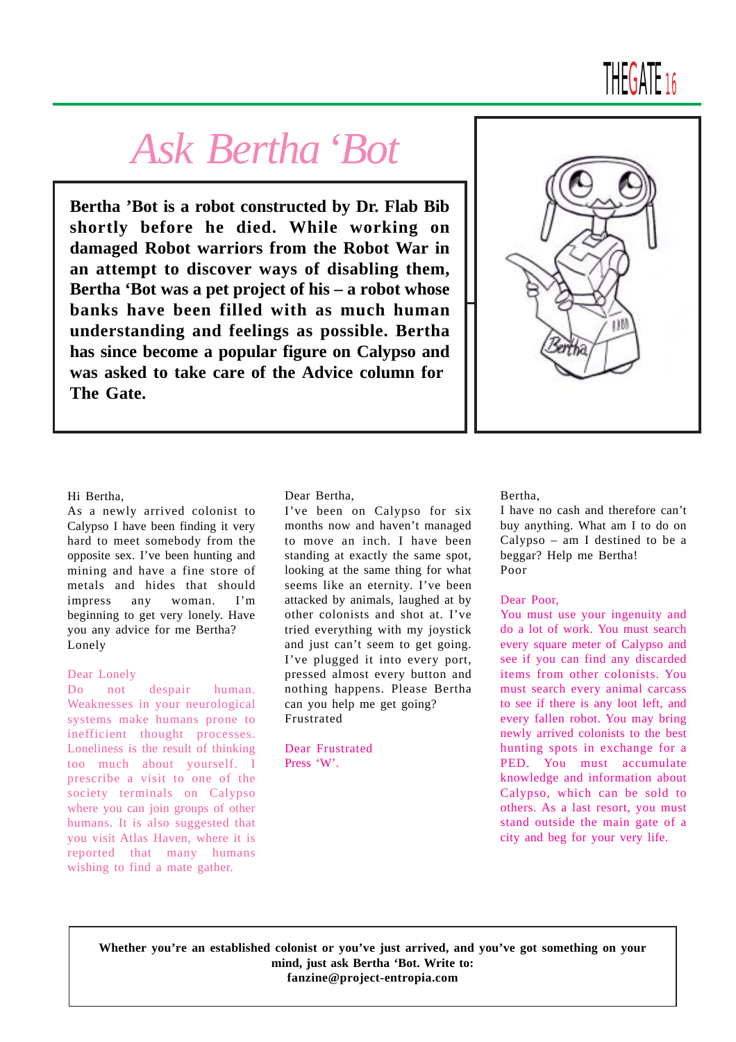# Ask Bertha 'Bot

**Bertha 'Bot is a robot constructed by Dr. Flab Bib shortly before he died. While working on damaged Robot warriors from the Robot War in an attempt to discover ways of disabling them, Bertha 'Bot was a pet project of his – a robot whose banks have been filled with as much human understanding and feelings as possible. Bertha has since become a popular figure on Calypso and was asked to take care of the Advice column for The Gate.**

Hi Bertha,
As a newly arrived colonist to Calypso I have been finding it very hard to meet somebody from the opposite sex. I've been hunting and mining and have a fine store of metals and hides that should impress any woman. I'm beginning to get very lonely. Have you any advice for me Bertha?
Lonely

Dear Lonely
Do not despair human. Weaknesses in your neurological systems make humans prone to inefficient thought processes. Loneliness is the result of thinking too much about yourself. I prescribe a visit to one of the society terminals on Calypso where you can join groups of other humans. It is also suggested that you visit Atlas Haven, where it is reported that many humans wishing to find a mate gather.

Dear Bertha,
I've been on Calypso for six months now and haven't managed to move an inch. I have been standing at exactly the same spot, looking at the same thing for what seems like an eternity. I've been attacked by animals, laughed at by other colonists and shot at. I've tried everything with my joystick and just can't seem to get going. I've plugged it into every port, pressed almost every button and nothing happens. Please Bertha can you help me get going?
Frustrated

Dear Frustrated
Press 'W'.

Bertha,
I have no cash and therefore can't buy anything. What am I to do on Calypso – am I destined to be a beggar? Help me Bertha!
Poor

Dear Poor,
You must use your ingenuity and do a lot of work. You must search every square meter of Calypso and see if you can find any discarded items from other colonists. You must search every animal carcass to see if there is any loot left, and every fallen robot. You may bring newly arrived colonists to the best hunting spots in exchange for a PED. You must accumulate knowledge and information about Calypso, which can be sold to others. As a last resort, you must stand outside the main gate of a city and beg for your very life.

**Whether you're an established colonist or you've just arrived, and you've got something on your mind, just ask Bertha 'Bot. Write to:**
**fanzine@project-entropia.com**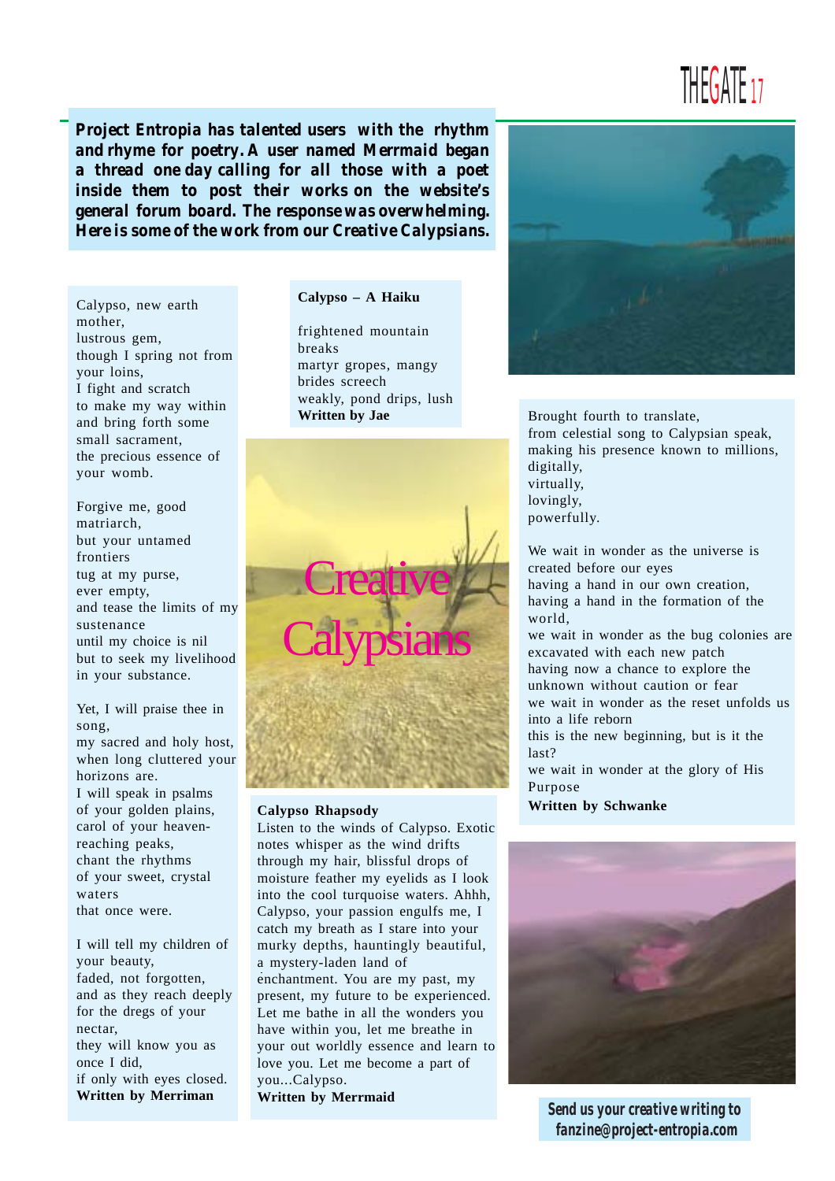**Project Entropia has talented users with the rhythm and rhyme for poetry. A user named Merrmaid began a thread one day calling for all those with a poet inside them to post their works on the website's general forum board. The response was overwhelming. Here is some of the work from our Creative Calypsians.**

# Creative Calypsians

Calypso, new earth mother,
lustrous gem,
though I spring not from your loins,
I fight and scratch
to make my way within
and bring forth some small sacrament,
the precious essence of your womb.

Forgive me, good matriarch,
but your untamed frontiers
tug at my purse,
ever empty,
and tease the limits of my sustenance
until my choice is nil
but to seek my livelihood in your substance.

Yet, I will praise thee in song,
my sacred and holy host,
when long cluttered your horizons are.
I will speak in psalms
of your golden plains,
carol of your heaven-reaching peaks,
chant the rhythms
of your sweet, crystal waters
that once were.

I will tell my children of your beauty,
faded, not forgotten,
and as they reach deeply for the dregs of your nectar,
they will know you as once I did,
if only with eyes closed.
**Written by Merriman**

**Calypso – A Haiku**

frightened mountain breaks
martyr gropes, mangy brides screech
weakly, pond drips, lush
**Written by Jae**

**Calypso Rhapsody**
Listen to the winds of Calypso. Exotic notes whisper as the wind drifts through my hair, blissful drops of moisture feather my eyelids as I look into the cool turquoise waters. Ahhh, Calypso, your passion engulfs me, I catch my breath as I stare into your murky depths, hauntingly beautiful, a mystery-laden land of enchantment. You are my past, my present, my future to be experienced. Let me bathe in all the wonders you have within you, let me breathe in your out worldly essence and learn to love you. Let me become a part of you...Calypso.
**Written by Merrmaid**

Brought fourth to translate,
from celestial song to Calypsian speak,
making his presence known to millions,
digitally,
virtually,
lovingly,
powerfully.

We wait in wonder as the universe is created before our eyes
having a hand in our own creation,
having a hand in the formation of the world,
we wait in wonder as the bug colonies are excavated with each new patch
having now a chance to explore the unknown without caution or fear
we wait in wonder as the reset unfolds us into a life reborn
this is the new beginning, but is it the last?
we wait in wonder at the glory of His Purpose
**Written by Schwanke**

**Send us your creative writing to fanzine@project-entropia.com**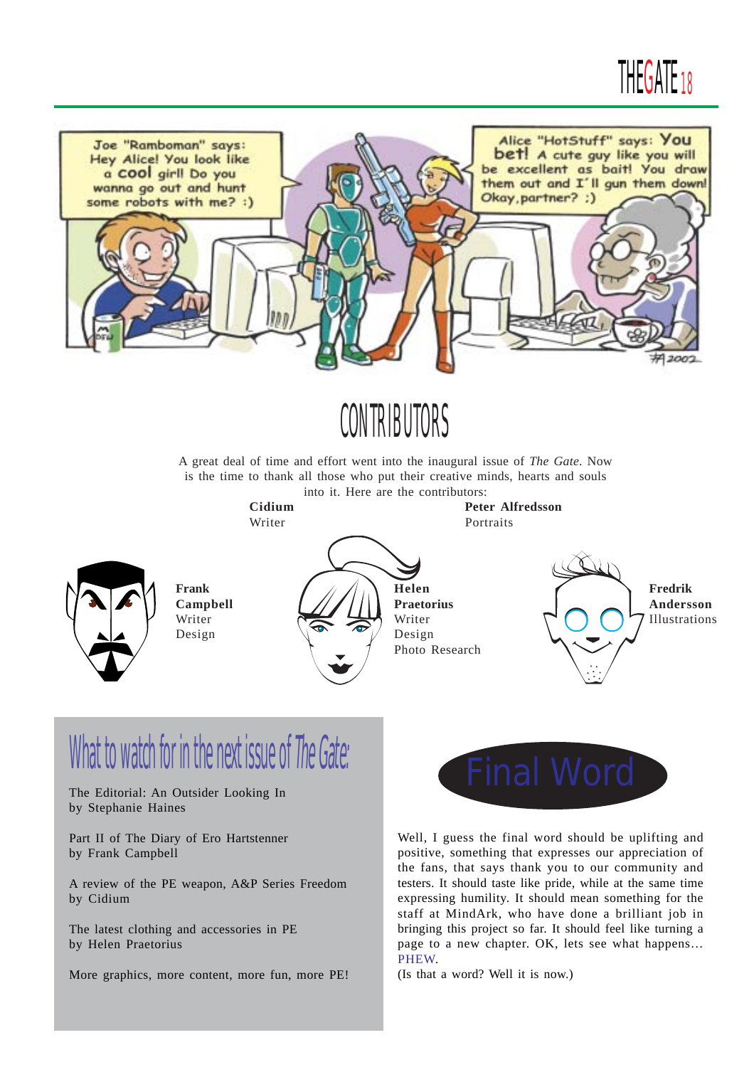Joe "Ramboman" says: Hey Alice! You look like a cool girl! Do you wanna go out and hunt some robots with me? :)

Alice "HotStuff" says: You bet! A cute guy like you will be excellent as bait! You draw them out and I´ll gun them down! Okay, partner? :)

# CONTRIBUTORS

A great deal of time and effort went into the inaugural issue of *The Gate*. Now is the time to thank all those who put their creative minds, hearts and souls into it. Here are the contributors:

**Cidium**
Writer

**Peter Alfredsson**
Portraits

**Frank Campbell**
Writer
Design

**Helen Praetorius**
Writer
Design
Photo Research

**Fredrik Andersson**
Illustrations

## What to watch for in the next issue of *The Gate*:

The Editorial: An Outsider Looking In
by Stephanie Haines

Part II of The Diary of Ero Hartstenner
by Frank Campbell

A review of the PE weapon, A&P Series Freedom
by Cidium

The latest clothing and accessories in PE
by Helen Praetorius

More graphics, more content, more fun, more PE!

## Final Word

Well, I guess the final word should be uplifting and positive, something that expresses our appreciation of the fans, that says thank you to our community and testers. It should taste like pride, while at the same time expressing humility. It should mean something for the staff at MindArk, who have done a brilliant job in bringing this project so far. It should feel like turning a page to a new chapter. OK, lets see what happens… PHEW.
(Is that a word? Well it is now.)